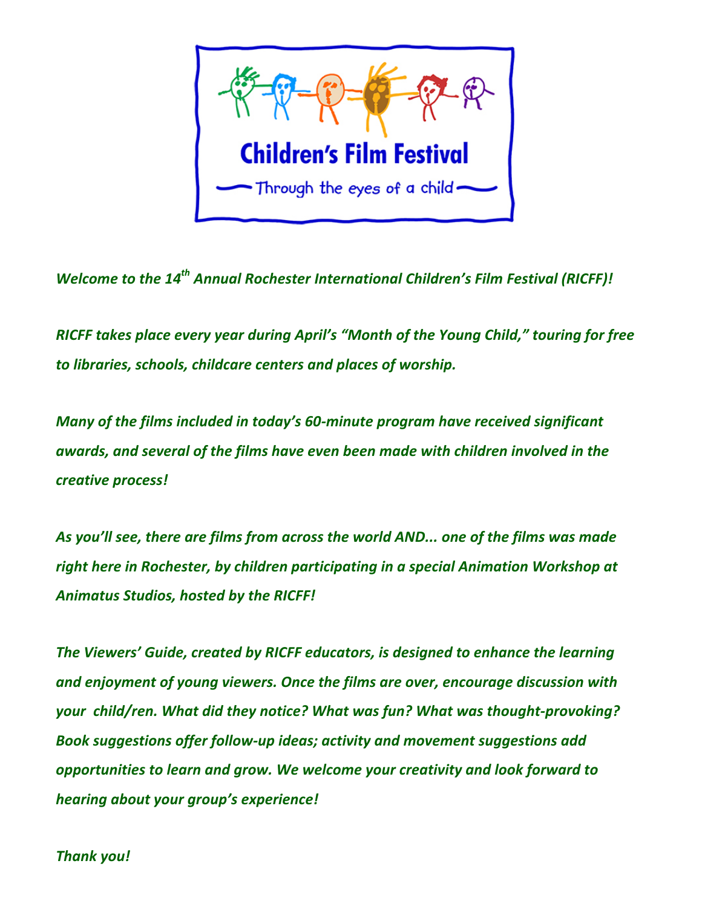**Children's Film Festival**

Through the eyes of a child

*Welcome to the 14th Annual Rochester International Children's Film Festival (RICFF)!*

*RICFF takes place every year during April's "Month of the Young Child," touring for free to libraries, schools, childcare centers and places of worship.*

*Many of the films included in today's 60-minute program have received significant awards, and several of the films have even been made with children involved in the creative process!*

*As you'll see, there are films from across the world AND... one of the films was made right here in Rochester, by children participating in a special Animation Workshop at Animatus Studios, hosted by the RICFF!*

*The Viewers' Guide, created by RICFF educators, is designed to enhance the learning and enjoyment of young viewers. Once the films are over, encourage discussion with your child/ren. What did they notice? What was fun? What was thought-provoking? Book suggestions offer follow-up ideas; activity and movement suggestions add opportunities to learn and grow. We welcome your creativity and look forward to hearing about your group's experience!*

*Thank you!*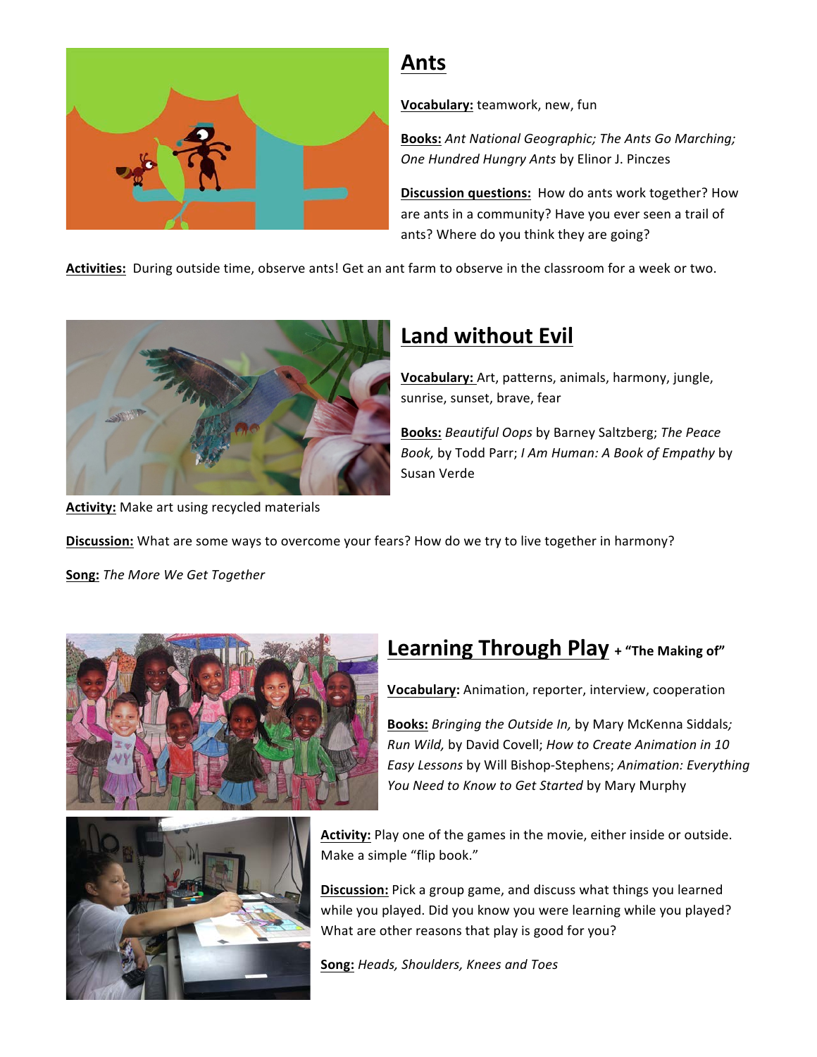## Ants

**Vocabulary:** teamwork, new, fun

**Books:** *Ant National Geographic; The Ants Go Marching; One Hundred Hungry Ants* by Elinor J. Pinczes

**Discussion questions:** How do ants work together? How are ants in a community? Have you ever seen a trail of ants? Where do you think they are going?

**Activities:** During outside time, observe ants! Get an ant farm to observe in the classroom for a week or two.

## Land without Evil

**Vocabulary:** Art, patterns, animals, harmony, jungle, sunrise, sunset, brave, fear

**Books:** *Beautiful Oops* by Barney Saltzberg; *The Peace Book,* by Todd Parr; *I Am Human: A Book of Empathy* by Susan Verde

**Activity:** Make art using recycled materials

**Discussion:** What are some ways to overcome your fears? How do we try to live together in harmony?

**Song:** *The More We Get Together*

## Learning Through Play + "The Making of"

**Vocabulary:** Animation, reporter, interview, cooperation

**Books:** *Bringing the Outside In,* by Mary McKenna Siddals*; Run Wild,* by David Covell; *How to Create Animation in 10 Easy Lessons* by Will Bishop-Stephens; *Animation: Everything You Need to Know to Get Started* by Mary Murphy

**Activity:** Play one of the games in the movie, either inside or outside. Make a simple "flip book."

**Discussion:** Pick a group game, and discuss what things you learned while you played. Did you know you were learning while you played? What are other reasons that play is good for you?

**Song:** *Heads, Shoulders, Knees and Toes*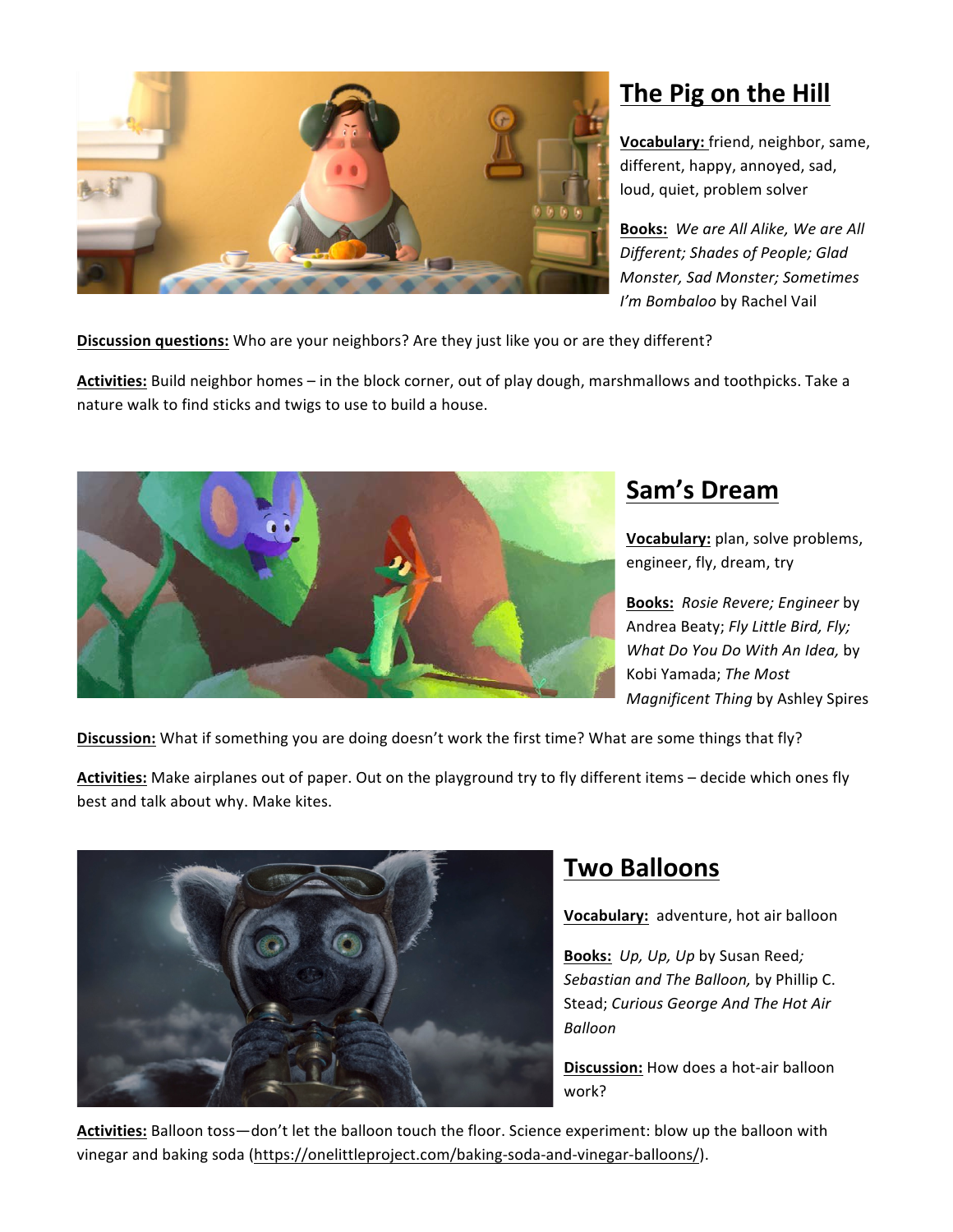## The Pig on the Hill

**Vocabulary:** friend, neighbor, same, different, happy, annoyed, sad, loud, quiet, problem solver

**Books:** *We are All Alike, We are All Different; Shades of People; Glad Monster, Sad Monster; Sometimes I'm Bombaloo* by Rachel Vail

**Discussion questions:** Who are your neighbors? Are they just like you or are they different?

**Activities:** Build neighbor homes – in the block corner, out of play dough, marshmallows and toothpicks. Take a nature walk to find sticks and twigs to use to build a house.

## Sam's Dream

**Vocabulary:** plan, solve problems, engineer, fly, dream, try

**Books:** *Rosie Revere; Engineer* by Andrea Beaty; *Fly Little Bird, Fly; What Do You Do With An Idea,* by Kobi Yamada; *The Most Magnificent Thing* by Ashley Spires

**Discussion:** What if something you are doing doesn't work the first time? What are some things that fly?

**Activities:** Make airplanes out of paper. Out on the playground try to fly different items – decide which ones fly best and talk about why. Make kites.

## Two Balloons

**Vocabulary:** adventure, hot air balloon

**Books:** *Up, Up, Up* by Susan Reed*;* *Sebastian and The Balloon,* by Phillip C. Stead; *Curious George And The Hot Air Balloon*

**Discussion:** How does a hot-air balloon work?

**Activities:** Balloon toss—don't let the balloon touch the floor. Science experiment: blow up the balloon with vinegar and baking soda (https://onelittleproject.com/baking-soda-and-vinegar-balloons/).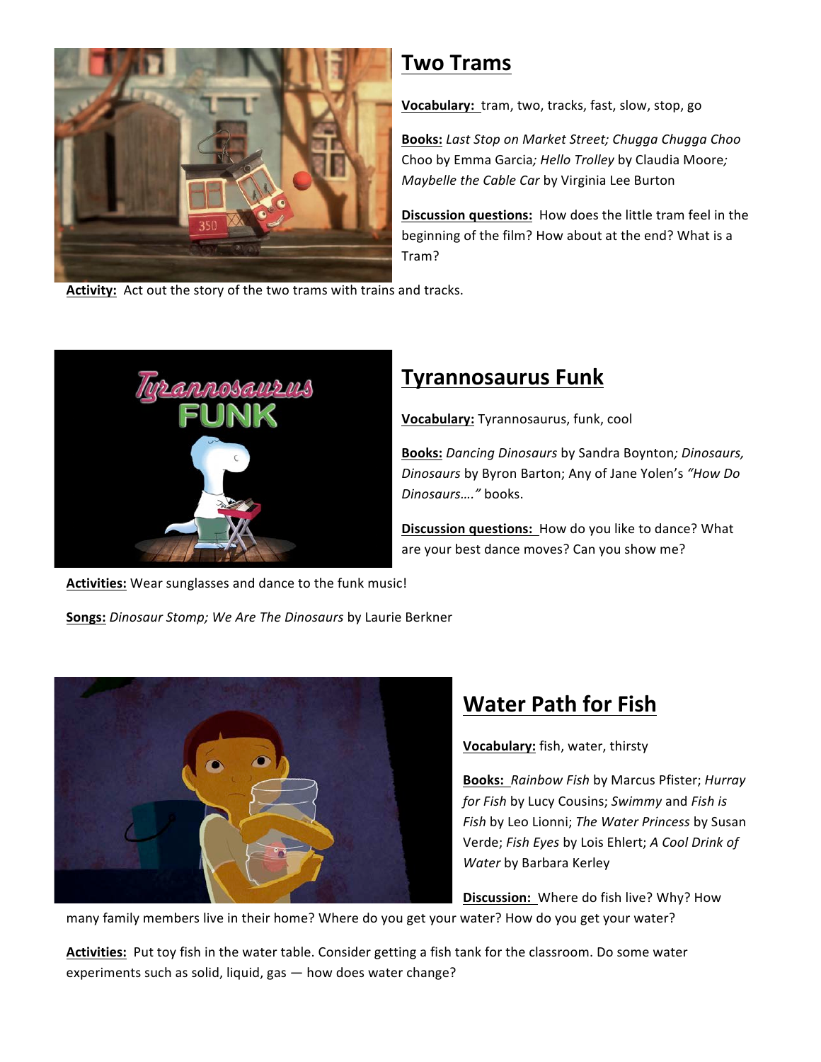## Two Trams

**Vocabulary:** tram, two, tracks, fast, slow, stop, go

**Books:** *Last Stop on Market Street; Chugga Chugga Choo Choo* by Emma Garcia*; Hello Trolley* by Claudia Moore*; Maybelle the Cable Car* by Virginia Lee Burton

**Discussion questions:** How does the little tram feel in the beginning of the film? How about at the end? What is a Tram?

**Activity:** Act out the story of the two trams with trains and tracks.

## Tyrannosaurus Funk

**Vocabulary:** Tyrannosaurus, funk, cool

**Books:** *Dancing Dinosaurs* by Sandra Boynton*; Dinosaurs, Dinosaurs* by Byron Barton; Any of Jane Yolen's *"How Do Dinosaurs…."* books.

**Discussion questions:** How do you like to dance? What are your best dance moves? Can you show me?

**Activities:** Wear sunglasses and dance to the funk music!

**Songs:** *Dinosaur Stomp; We Are The Dinosaurs* by Laurie Berkner

## Water Path for Fish

**Vocabulary:** fish, water, thirsty

**Books:** *Rainbow Fish* by Marcus Pfister; *Hurray for Fish* by Lucy Cousins; *Swimmy* and *Fish is Fish* by Leo Lionni; *The Water Princess* by Susan Verde; *Fish Eyes* by Lois Ehlert; *A Cool Drink of Water* by Barbara Kerley

**Discussion:** Where do fish live? Why? How many family members live in their home? Where do you get your water? How do you get your water?

**Activities:** Put toy fish in the water table. Consider getting a fish tank for the classroom. Do some water experiments such as solid, liquid, gas — how does water change?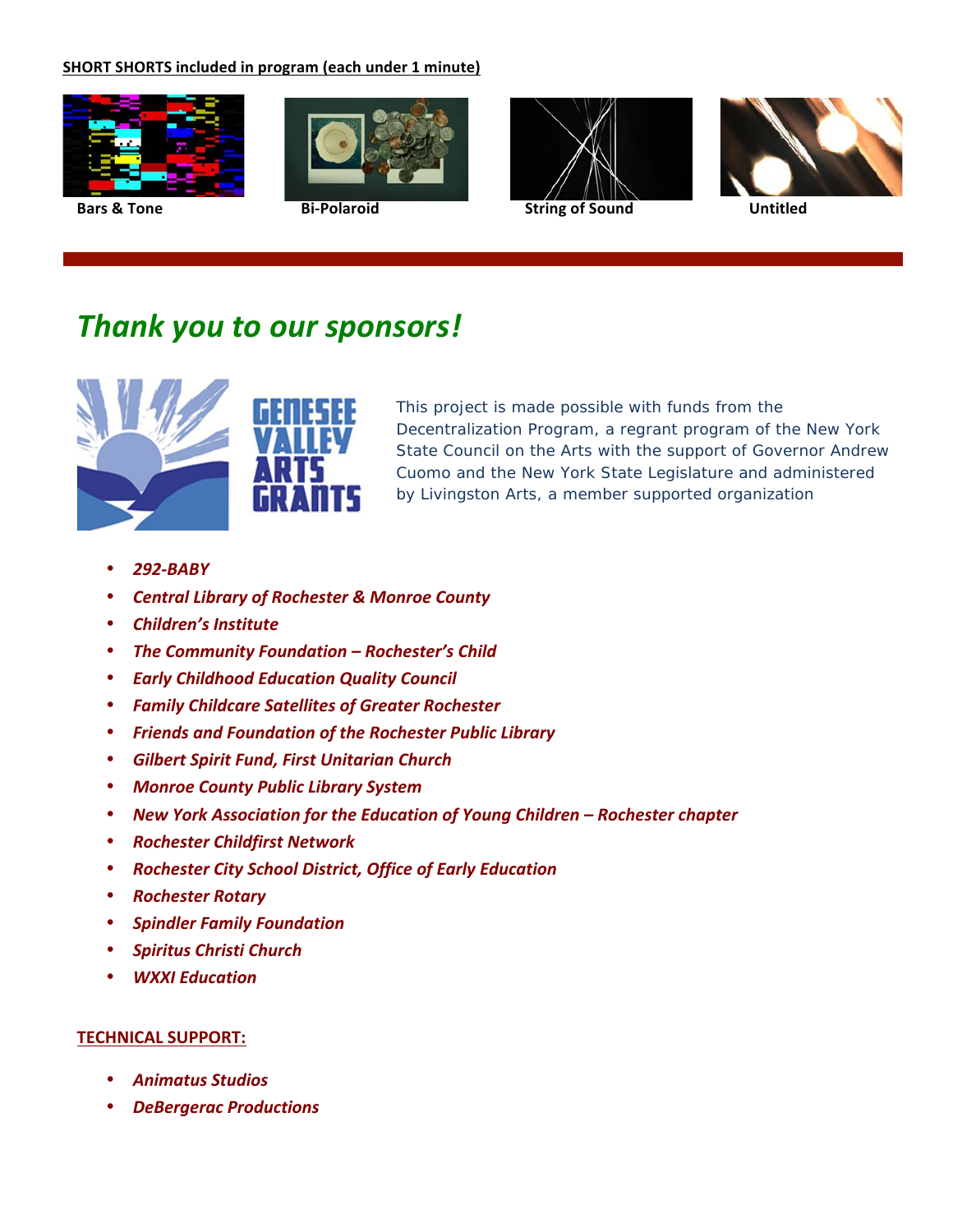**SHORT SHORTS included in program (each under 1 minute)**

**Bars & Tone** **Bi-Polaroid** **String of Sound** **Untitled**

## *Thank you to our sponsors!*

GENESEE VALLEY ARTS GRANTS

This project is made possible with funds from the Decentralization Program, a regrant program of the New York State Council on the Arts with the support of Governor Andrew Cuomo and the New York State Legislature and administered by Livingston Arts, a member supported organization

- ***292-BABY***
- ***Central Library of Rochester & Monroe County***
- ***Children's Institute***
- ***The Community Foundation – Rochester's Child***
- ***Early Childhood Education Quality Council***
- ***Family Childcare Satellites of Greater Rochester***
- ***Friends and Foundation of the Rochester Public Library***
- ***Gilbert Spirit Fund, First Unitarian Church***
- ***Monroe County Public Library System***
- ***New York Association for the Education of Young Children – Rochester chapter***
- ***Rochester Childfirst Network***
- ***Rochester City School District, Office of Early Education***
- ***Rochester Rotary***
- ***Spindler Family Foundation***
- ***Spiritus Christi Church***
- ***WXXI Education***

**TECHNICAL SUPPORT:**

- ***Animatus Studios***
- ***DeBergerac Productions***